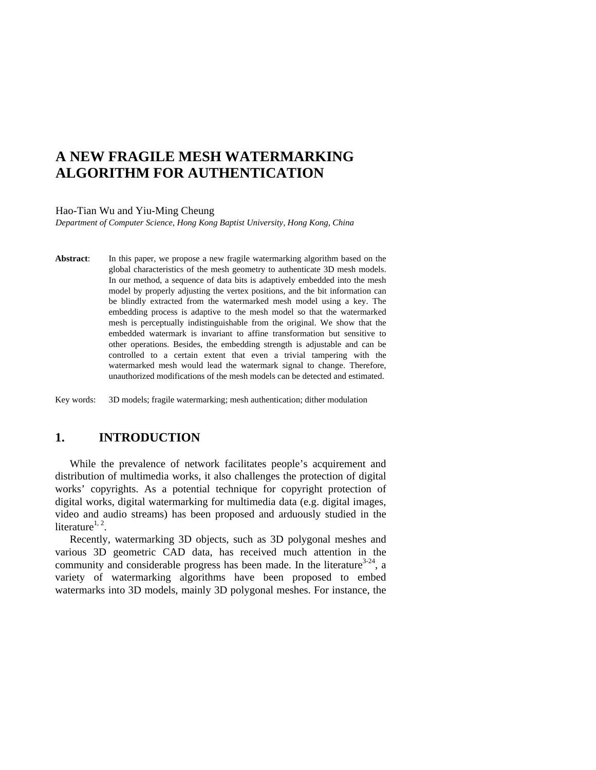# A NEW FRAGILE MESH WATERMARKING ALGORITHM FOR AUTHENTICATION

Hao-Tian Wu and Yiu-Ming Cheung

*Department of Computer Science, Hong Kong Baptist University, Hong Kong, China*

**Abstract**: In this paper, we propose a new fragile watermarking algorithm based on the global characteristics of the mesh geometry to authenticate 3D mesh models. In our method, a sequence of data bits is adaptively embedded into the mesh model by properly adjusting the vertex positions, and the bit information can be blindly extracted from the watermarked mesh model using a key. The embedding process is adaptive to the mesh model so that the watermarked mesh is perceptually indistinguishable from the original. We show that the embedded watermark is invariant to affine transformation but sensitive to other operations. Besides, the embedding strength is adjustable and can be controlled to a certain extent that even a trivial tampering with the watermarked mesh would lead the watermark signal to change. Therefore, unauthorized modifications of the mesh models can be detected and estimated.

Key words: 3D models; fragile watermarking; mesh authentication; dither modulation

## 1. INTRODUCTION

While the prevalence of network facilitates people's acquirement and distribution of multimedia works, it also challenges the protection of digital works' copyrights. As a potential technique for copyright protection of digital works, digital watermarking for multimedia data (e.g. digital images, video and audio streams) has been proposed and arduously studied in the literature[1, 2].

Recently, watermarking 3D objects, such as 3D polygonal meshes and various 3D geometric CAD data, has received much attention in the community and considerable progress has been made. In the literature[3-24], a variety of watermarking algorithms have been proposed to embed watermarks into 3D models, mainly 3D polygonal meshes. For instance, the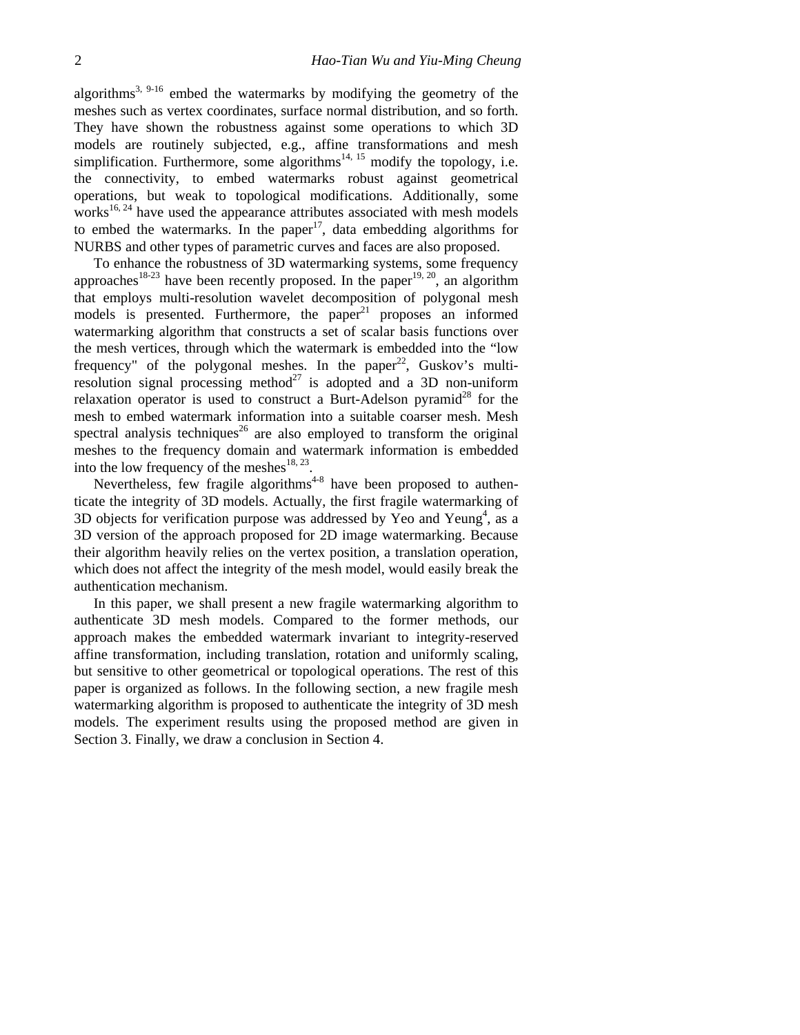algorithms[3, 9-16] embed the watermarks by modifying the geometry of the meshes such as vertex coordinates, surface normal distribution, and so forth. They have shown the robustness against some operations to which 3D models are routinely subjected, e.g., affine transformations and mesh simplification. Furthermore, some algorithms[14, 15] modify the topology, i.e. the connectivity, to embed watermarks robust against geometrical operations, but weak to topological modifications. Additionally, some works[16, 24] have used the appearance attributes associated with mesh models to embed the watermarks. In the paper[17], data embedding algorithms for NURBS and other types of parametric curves and faces are also proposed.

To enhance the robustness of 3D watermarking systems, some frequency approaches[18-23] have been recently proposed. In the paper[19, 20], an algorithm that employs multi-resolution wavelet decomposition of polygonal mesh models is presented. Furthermore, the paper[21] proposes an informed watermarking algorithm that constructs a set of scalar basis functions over the mesh vertices, through which the watermark is embedded into the "low frequency" of the polygonal meshes. In the paper[22], Guskov's multi-resolution signal processing method[27] is adopted and a 3D non-uniform relaxation operator is used to construct a Burt-Adelson pyramid[28] for the mesh to embed watermark information into a suitable coarser mesh. Mesh spectral analysis techniques[26] are also employed to transform the original meshes to the frequency domain and watermark information is embedded into the low frequency of the meshes[18, 23].

Nevertheless, few fragile algorithms[4-8] have been proposed to authenticate the integrity of 3D models. Actually, the first fragile watermarking of 3D objects for verification purpose was addressed by Yeo and Yeung[4], as a 3D version of the approach proposed for 2D image watermarking. Because their algorithm heavily relies on the vertex position, a translation operation, which does not affect the integrity of the mesh model, would easily break the authentication mechanism.

In this paper, we shall present a new fragile watermarking algorithm to authenticate 3D mesh models. Compared to the former methods, our approach makes the embedded watermark invariant to integrity-reserved affine transformation, including translation, rotation and uniformly scaling, but sensitive to other geometrical or topological operations. The rest of this paper is organized as follows. In the following section, a new fragile mesh watermarking algorithm is proposed to authenticate the integrity of 3D mesh models. The experiment results using the proposed method are given in Section 3. Finally, we draw a conclusion in Section 4.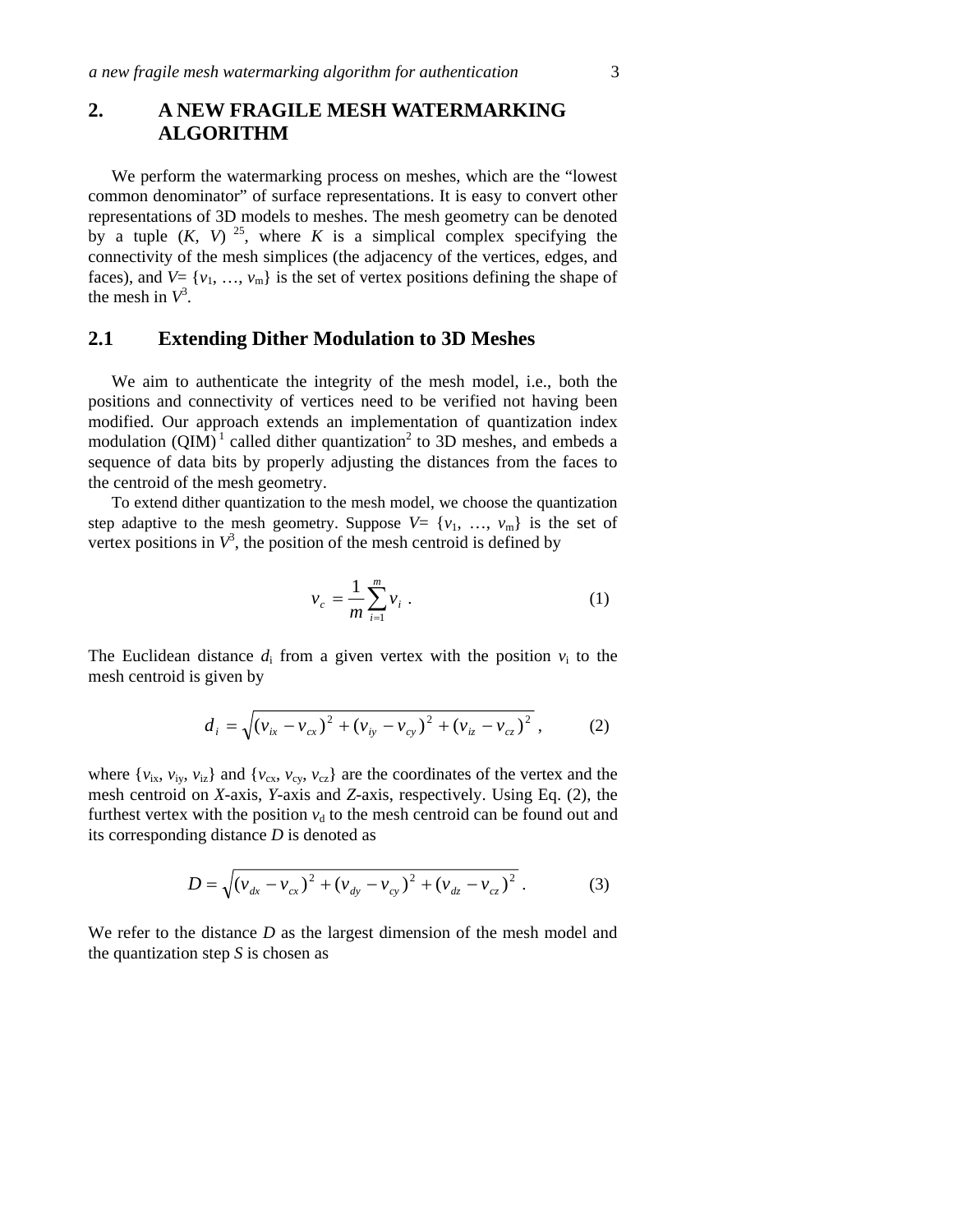## 2. A NEW FRAGILE MESH WATERMARKING ALGORITHM

We perform the watermarking process on meshes, which are the “lowest common denominator” of surface representations. It is easy to convert other representations of 3D models to meshes. The mesh geometry can be denoted by a tuple $(K, V)$ [25], where $K$ is a simplical complex specifying the connectivity of the mesh simplices (the adjacency of the vertices, edges, and faces), and $V = \{v_1, \ldots, v_m\}$ is the set of vertex positions defining the shape of the mesh in $V^3$.

### 2.1 Extending Dither Modulation to 3D Meshes

We aim to authenticate the integrity of the mesh model, i.e., both the positions and connectivity of vertices need to be verified not having been modified. Our approach extends an implementation of quantization index modulation (QIM) [1] called dither quantization[2] to 3D meshes, and embeds a sequence of data bits by properly adjusting the distances from the faces to the centroid of the mesh geometry.

To extend dither quantization to the mesh model, we choose the quantization step adaptive to the mesh geometry. Suppose $V = \{v_1, \ldots, v_m\}$ is the set of vertex positions in $V^3$, the position of the mesh centroid is defined by

$$v_c = \frac{1}{m}\sum_{i=1}^{m} v_i \ . \tag{1}$$

The Euclidean distance $d_i$ from a given vertex with the position $v_i$ to the mesh centroid is given by

$$d_i = \sqrt{(v_{ix} - v_{cx})^2 + (v_{iy} - v_{cy})^2 + (v_{iz} - v_{cz})^2} \ , \tag{2}$$

where $\{v_{ix}, v_{iy}, v_{iz}\}$ and $\{v_{cx}, v_{cy}, v_{cz}\}$ are the coordinates of the vertex and the mesh centroid on $X$-axis, $Y$-axis and $Z$-axis, respectively. Using Eq. (2), the furthest vertex with the position $v_d$ to the mesh centroid can be found out and its corresponding distance $D$ is denoted as

$$D = \sqrt{(v_{dx} - v_{cx})^2 + (v_{dy} - v_{cy})^2 + (v_{dz} - v_{cz})^2} \ . \tag{3}$$

We refer to the distance $D$ as the largest dimension of the mesh model and the quantization step $S$ is chosen as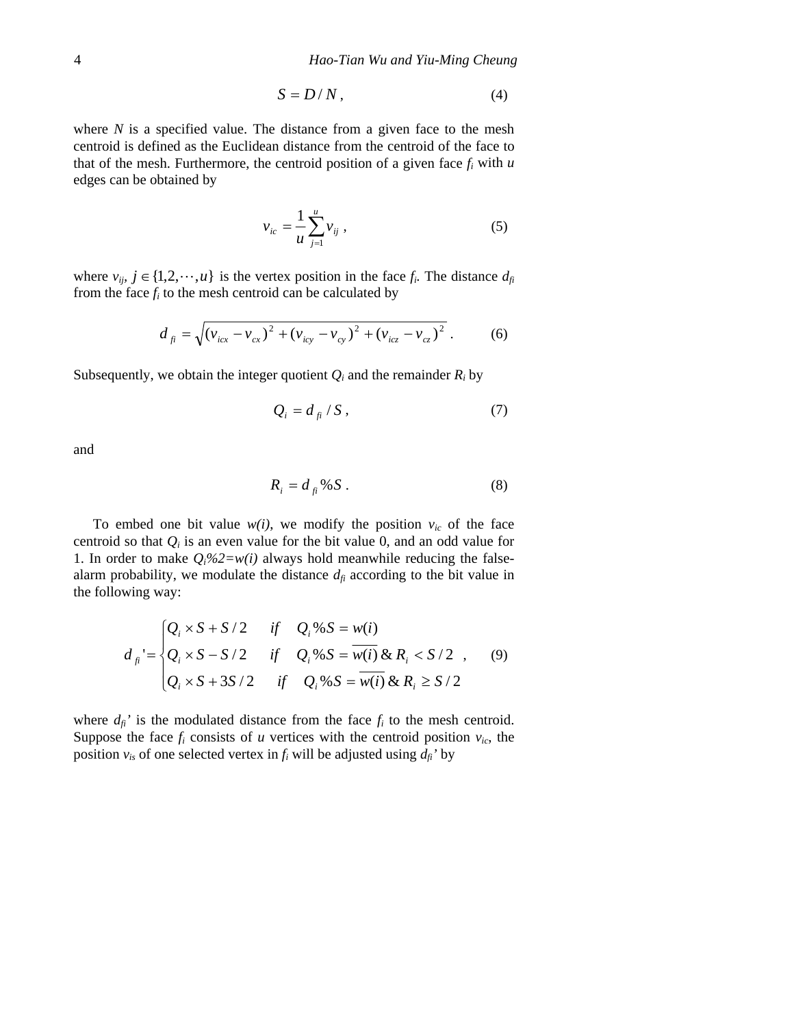$$S = D / N, \tag{4}$$

where $N$ is a specified value. The distance from a given face to the mesh centroid is defined as the Euclidean distance from the centroid of the face to that of the mesh. Furthermore, the centroid position of a given face $f_i$ with $u$ edges can be obtained by

$$v_{ic} = \frac{1}{u}\sum_{j=1}^{u} v_{ij}, \tag{5}$$

where $v_{ij}$, $j \in \{1,2,\cdots,u\}$ is the vertex position in the face $f_i$. The distance $d_{fi}$ from the face $f_i$ to the mesh centroid can be calculated by

$$d_{fi} = \sqrt{(v_{icx} - v_{cx})^2 + (v_{icy} - v_{cy})^2 + (v_{icz} - v_{cz})^2}. \tag{6}$$

Subsequently, we obtain the integer quotient $Q_i$ and the remainder $R_i$ by

$$Q_i = d_{fi} / S, \tag{7}$$

and

$$R_i = d_{fi} \% S. \tag{8}$$

To embed one bit value $w(i)$, we modify the position $v_{ic}$ of the face centroid so that $Q_i$ is an even value for the bit value 0, and an odd value for 1. In order to make $Q_i\%2=w(i)$ always hold meanwhile reducing the false-alarm probability, we modulate the distance $d_{fi}$ according to the bit value in the following way:

$$d_{fi}' = \begin{cases} Q_i \times S + S/2 & if \quad Q_i \% S = w(i) \\ Q_i \times S - S/2 & if \quad Q_i \% S = \overline{w(i)} \,\&\, R_i < S/2 \\ Q_i \times S + 3S/2 & if \quad Q_i \% S = \overline{w(i)} \,\&\, R_i \geq S/2 \end{cases}, \tag{9}$$

where $d_{fi}'$ is the modulated distance from the face $f_i$ to the mesh centroid. Suppose the face $f_i$ consists of $u$ vertices with the centroid position $v_{ic}$, the position $v_{is}$ of one selected vertex in $f_i$ will be adjusted using $d_{fi}'$ by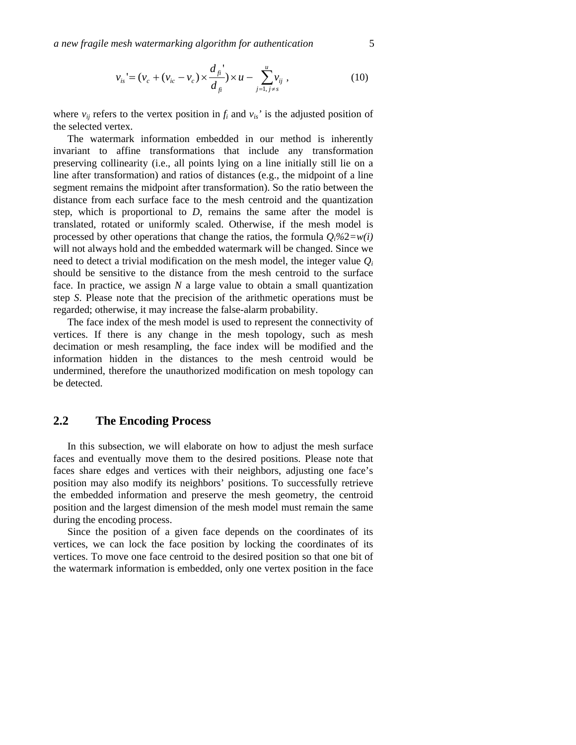$$v_{is}' = (v_c + (v_{ic} - v_c) \times \frac{d_{fi}'}{d_{fi}}) \times u - \sum_{j=1,\, j \neq s}^{u} v_{ij} \;, \tag{10}$$

where $v_{ij}$ refers to the vertex position in $f_i$ and $v_{is}'$ is the adjusted position of the selected vertex.

The watermark information embedded in our method is inherently invariant to affine transformations that include any transformation preserving collinearity (i.e., all points lying on a line initially still lie on a line after transformation) and ratios of distances (e.g., the midpoint of a line segment remains the midpoint after transformation). So the ratio between the distance from each surface face to the mesh centroid and the quantization step, which is proportional to *D*, remains the same after the model is translated, rotated or uniformly scaled. Otherwise, if the mesh model is processed by other operations that change the ratios, the formula $Q_i\%2=w(i)$ will not always hold and the embedded watermark will be changed. Since we need to detect a trivial modification on the mesh model, the integer value $Q_i$ should be sensitive to the distance from the mesh centroid to the surface face. In practice, we assign *N* a large value to obtain a small quantization step *S*. Please note that the precision of the arithmetic operations must be regarded; otherwise, it may increase the false-alarm probability.

The face index of the mesh model is used to represent the connectivity of vertices. If there is any change in the mesh topology, such as mesh decimation or mesh resampling, the face index will be modified and the information hidden in the distances to the mesh centroid would be undermined, therefore the unauthorized modification on mesh topology can be detected.

## 2.2 The Encoding Process

In this subsection, we will elaborate on how to adjust the mesh surface faces and eventually move them to the desired positions. Please note that faces share edges and vertices with their neighbors, adjusting one face's position may also modify its neighbors' positions. To successfully retrieve the embedded information and preserve the mesh geometry, the centroid position and the largest dimension of the mesh model must remain the same during the encoding process.

Since the position of a given face depends on the coordinates of its vertices, we can lock the face position by locking the coordinates of its vertices. To move one face centroid to the desired position so that one bit of the watermark information is embedded, only one vertex position in the face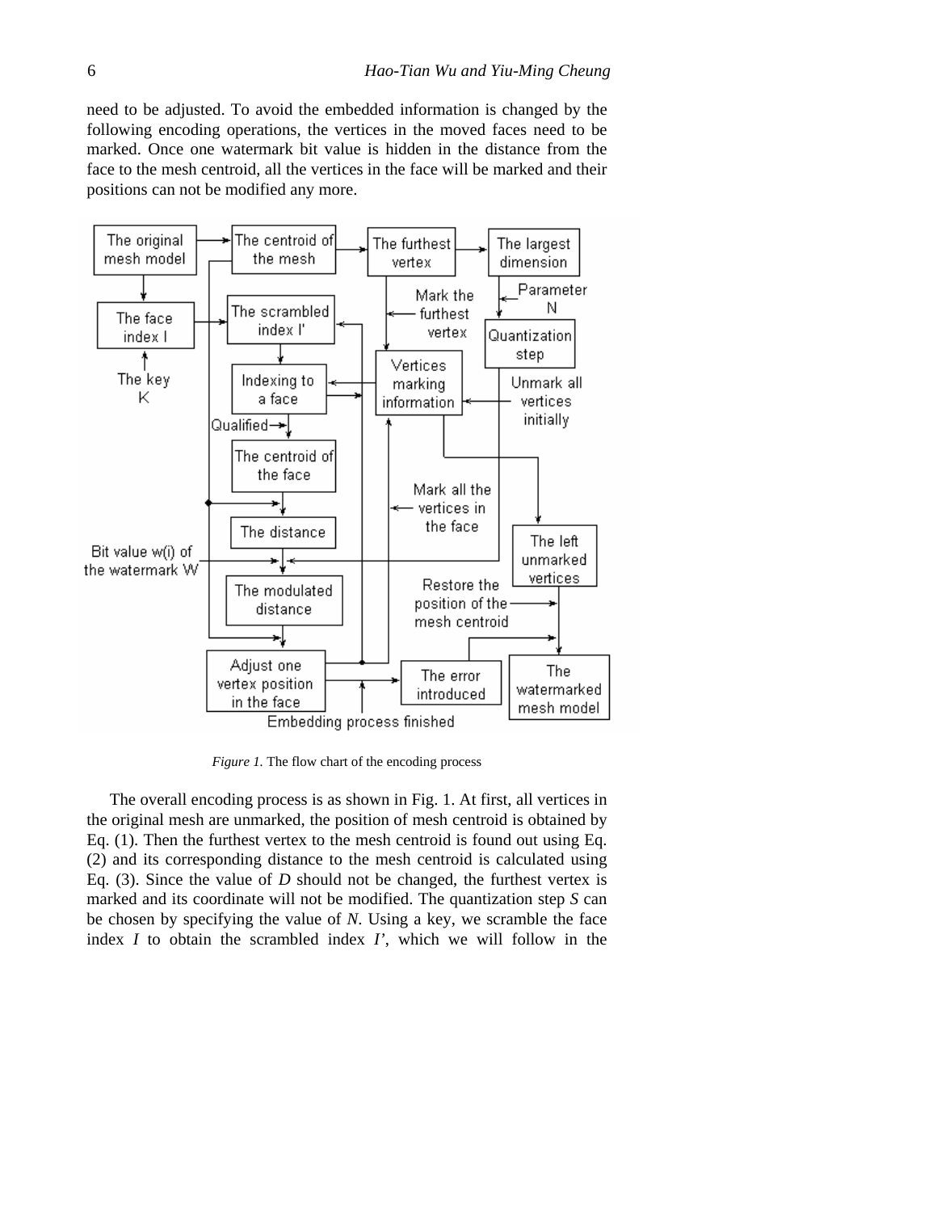need to be adjusted. To avoid the embedded information is changed by the following encoding operations, the vertices in the moved faces need to be marked. Once one watermark bit value is hidden in the distance from the face to the mesh centroid, all the vertices in the face will be marked and their positions can not be modified any more.

*Figure 1.* The flow chart of the encoding process

The overall encoding process is as shown in Fig. 1. At first, all vertices in the original mesh are unmarked, the position of mesh centroid is obtained by Eq. (1). Then the furthest vertex to the mesh centroid is found out using Eq. (2) and its corresponding distance to the mesh centroid is calculated using Eq. (3). Since the value of $D$ should not be changed, the furthest vertex is marked and its coordinate will not be modified. The quantization step $S$ can be chosen by specifying the value of $N$. Using a key, we scramble the face index $I$ to obtain the scrambled index $I'$, which we will follow in the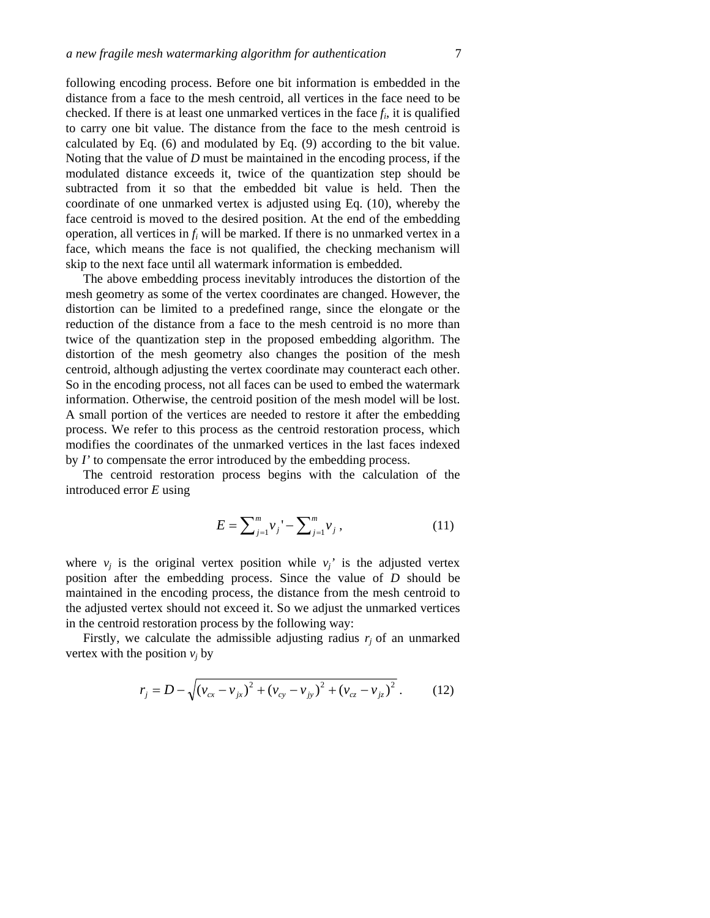following encoding process. Before one bit information is embedded in the distance from a face to the mesh centroid, all vertices in the face need to be checked. If there is at least one unmarked vertices in the face $f_i$, it is qualified to carry one bit value. The distance from the face to the mesh centroid is calculated by Eq. (6) and modulated by Eq. (9) according to the bit value. Noting that the value of $D$ must be maintained in the encoding process, if the modulated distance exceeds it, twice of the quantization step should be subtracted from it so that the embedded bit value is held. Then the coordinate of one unmarked vertex is adjusted using Eq. (10), whereby the face centroid is moved to the desired position. At the end of the embedding operation, all vertices in $f_i$ will be marked. If there is no unmarked vertex in a face, which means the face is not qualified, the checking mechanism will skip to the next face until all watermark information is embedded.

The above embedding process inevitably introduces the distortion of the mesh geometry as some of the vertex coordinates are changed. However, the distortion can be limited to a predefined range, since the elongate or the reduction of the distance from a face to the mesh centroid is no more than twice of the quantization step in the proposed embedding algorithm. The distortion of the mesh geometry also changes the position of the mesh centroid, although adjusting the vertex coordinate may counteract each other. So in the encoding process, not all faces can be used to embed the watermark information. Otherwise, the centroid position of the mesh model will be lost. A small portion of the vertices are needed to restore it after the embedding process. We refer to this process as the centroid restoration process, which modifies the coordinates of the unmarked vertices in the last faces indexed by $I'$ to compensate the error introduced by the embedding process.

The centroid restoration process begins with the calculation of the introduced error $E$ using

$$E = \sum_{j=1}^{m} v_j' - \sum_{j=1}^{m} v_j \,, \tag{11}$$

where $v_j$ is the original vertex position while $v_j'$ is the adjusted vertex position after the embedding process. Since the value of $D$ should be maintained in the encoding process, the distance from the mesh centroid to the adjusted vertex should not exceed it. So we adjust the unmarked vertices in the centroid restoration process by the following way:

Firstly, we calculate the admissible adjusting radius $r_j$ of an unmarked vertex with the position $v_j$ by

$$r_j = D - \sqrt{(v_{cx} - v_{jx})^2 + (v_{cy} - v_{jy})^2 + (v_{cz} - v_{jz})^2} \,. \tag{12}$$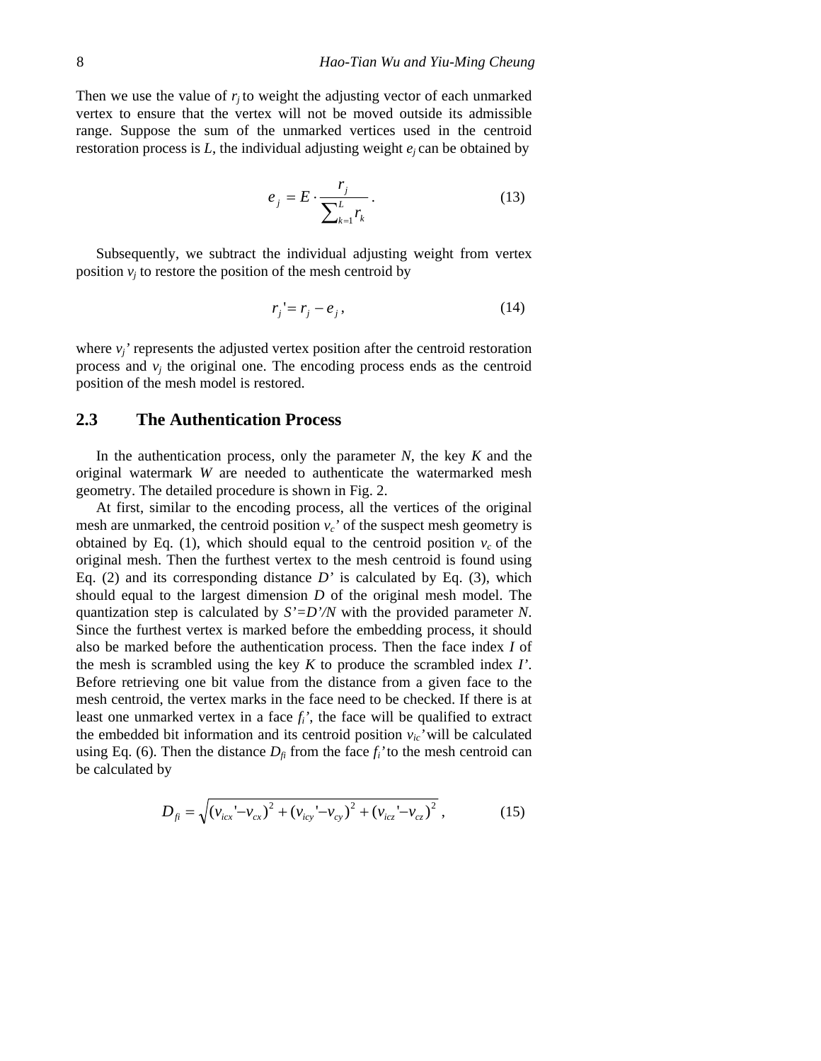Then we use the value of $r_j$ to weight the adjusting vector of each unmarked vertex to ensure that the vertex will not be moved outside its admissible range. Suppose the sum of the unmarked vertices used in the centroid restoration process is $L$, the individual adjusting weight $e_j$ can be obtained by

$$e_j = E \cdot \frac{r_j}{\sum_{k=1}^{L} r_k}. \tag{13}$$

Subsequently, we subtract the individual adjusting weight from vertex position $v_j$ to restore the position of the mesh centroid by

$$r_j' = r_j - e_j, \tag{14}$$

where $v_j$' represents the adjusted vertex position after the centroid restoration process and $v_j$ the original one. The encoding process ends as the centroid position of the mesh model is restored.

## 2.3 The Authentication Process

In the authentication process, only the parameter $N$, the key $K$ and the original watermark $W$ are needed to authenticate the watermarked mesh geometry. The detailed procedure is shown in Fig. 2.

At first, similar to the encoding process, all the vertices of the original mesh are unmarked, the centroid position $v_c$' of the suspect mesh geometry is obtained by Eq. (1), which should equal to the centroid position $v_c$ of the original mesh. Then the furthest vertex to the mesh centroid is found using Eq. (2) and its corresponding distance $D'$ is calculated by Eq. (3), which should equal to the largest dimension $D$ of the original mesh model. The quantization step is calculated by $S'=D'/N$ with the provided parameter $N$. Since the furthest vertex is marked before the embedding process, it should also be marked before the authentication process. Then the face index $I$ of the mesh is scrambled using the key $K$ to produce the scrambled index $I'$. Before retrieving one bit value from the distance from a given face to the mesh centroid, the vertex marks in the face need to be checked. If there is at least one unmarked vertex in a face $f_i$', the face will be qualified to extract the embedded bit information and its centroid position $v_{ic}$' will be calculated using Eq. (6). Then the distance $D_{fi}$ from the face $f_i$' to the mesh centroid can be calculated by

$$D_{fi} = \sqrt{(v_{icx}' - v_{cx})^2 + (v_{icy}' - v_{cy})^2 + (v_{icz}' - v_{cz})^2}, \tag{15}$$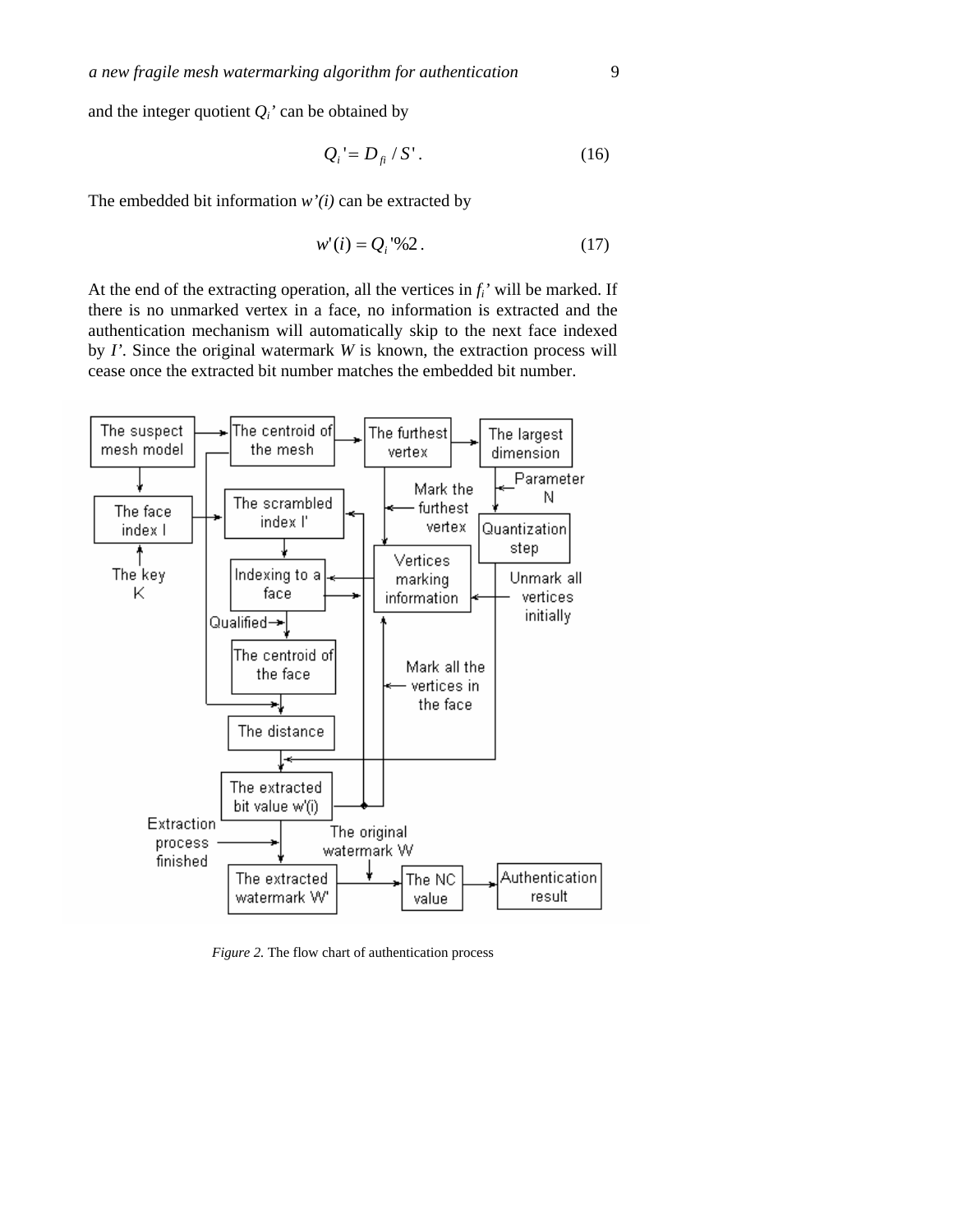and the integer quotient $Q_i'$ can be obtained by

$$Q_i' = D_{fi} / S' . \quad (16)$$

The embedded bit information $w'(i)$ can be extracted by

$$w'(i) = Q_i' \%2 . \quad (17)$$

At the end of the extracting operation, all the vertices in $f_i'$ will be marked. If there is no unmarked vertex in a face, no information is extracted and the authentication mechanism will automatically skip to the next face indexed by $I'$. Since the original watermark $W$ is known, the extraction process will cease once the extracted bit number matches the embedded bit number.

*Figure 2.* The flow chart of authentication process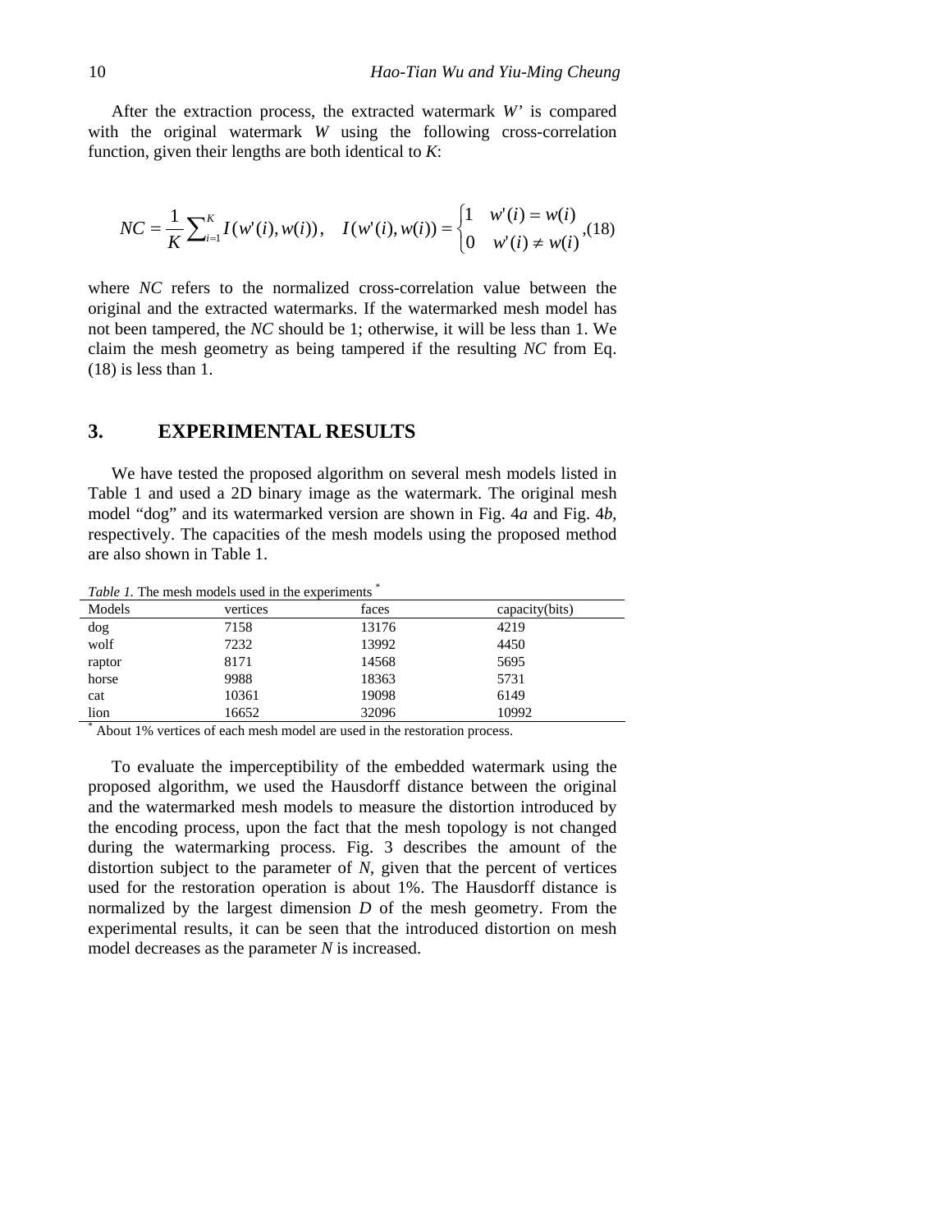After the extraction process, the extracted watermark *W'* is compared with the original watermark *W* using the following cross-correlation function, given their lengths are both identical to *K*:

$$NC = \frac{1}{K}\sum_{i=1}^{K} I(w'(i), w(i)), \quad I(w'(i), w(i)) = \begin{cases} 1 & w'(i) = w(i) \\ 0 & w'(i) \neq w(i) \end{cases}, \tag{18}$$

where *NC* refers to the normalized cross-correlation value between the original and the extracted watermarks. If the watermarked mesh model has not been tampered, the *NC* should be 1; otherwise, it will be less than 1. We claim the mesh geometry as being tampered if the resulting *NC* from Eq. (18) is less than 1.

## 3. EXPERIMENTAL RESULTS

We have tested the proposed algorithm on several mesh models listed in Table 1 and used a 2D binary image as the watermark. The original mesh model "dog" and its watermarked version are shown in Fig. 4*a* and Fig. 4*b*, respectively. The capacities of the mesh models using the proposed method are also shown in Table 1.

*Table 1.* The mesh models used in the experiments *

| Models | vertices | faces | capacity(bits) |
|---|---|---|---|
| dog | 7158 | 13176 | 4219 |
| wolf | 7232 | 13992 | 4450 |
| raptor | 8171 | 14568 | 5695 |
| horse | 9988 | 18363 | 5731 |
| cat | 10361 | 19098 | 6149 |
| lion | 16652 | 32096 | 10992 |

* About 1% vertices of each mesh model are used in the restoration process.

To evaluate the imperceptibility of the embedded watermark using the proposed algorithm, we used the Hausdorff distance between the original and the watermarked mesh models to measure the distortion introduced by the encoding process, upon the fact that the mesh topology is not changed during the watermarking process. Fig. 3 describes the amount of the distortion subject to the parameter of *N*, given that the percent of vertices used for the restoration operation is about 1%. The Hausdorff distance is normalized by the largest dimension *D* of the mesh geometry. From the experimental results, it can be seen that the introduced distortion on mesh model decreases as the parameter *N* is increased.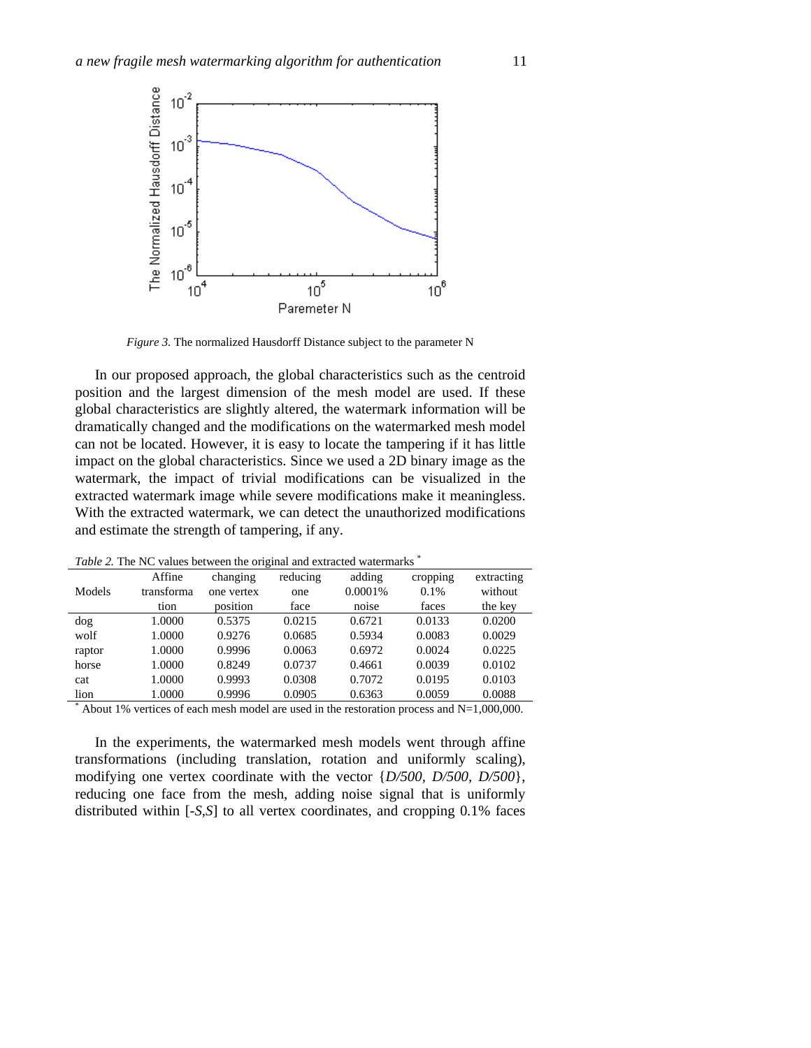*Figure 3.* The normalized Hausdorff Distance subject to the parameter N

In our proposed approach, the global characteristics such as the centroid position and the largest dimension of the mesh model are used. If these global characteristics are slightly altered, the watermark information will be dramatically changed and the modifications on the watermarked mesh model can not be located. However, it is easy to locate the tampering if it has little impact on the global characteristics. Since we used a 2D binary image as the watermark, the impact of trivial modifications can be visualized in the extracted watermark image while severe modifications make it meaningless. With the extracted watermark, we can detect the unauthorized modifications and estimate the strength of tampering, if any.

*Table 2.* The NC values between the original and extracted watermarks *

| Models | Affine transformation | changing one vertex position | reducing one face | adding 0.0001% noise | cropping 0.1% faces | extracting without the key |
|---|---|---|---|---|---|---|
| dog | 1.0000 | 0.5375 | 0.0215 | 0.6721 | 0.0133 | 0.0200 |
| wolf | 1.0000 | 0.9276 | 0.0685 | 0.5934 | 0.0083 | 0.0029 |
| raptor | 1.0000 | 0.9996 | 0.0063 | 0.6972 | 0.0024 | 0.0225 |
| horse | 1.0000 | 0.8249 | 0.0737 | 0.4661 | 0.0039 | 0.0102 |
| cat | 1.0000 | 0.9993 | 0.0308 | 0.7072 | 0.0195 | 0.0103 |
| lion | 1.0000 | 0.9996 | 0.0905 | 0.6363 | 0.0059 | 0.0088 |

* About 1% vertices of each mesh model are used in the restoration process and N=1,000,000.

In the experiments, the watermarked mesh models went through affine transformations (including translation, rotation and uniformly scaling), modifying one vertex coordinate with the vector $\{D/500, D/500, D/500\}$, reducing one face from the mesh, adding noise signal that is uniformly distributed within $[-S,S]$ to all vertex coordinates, and cropping 0.1% faces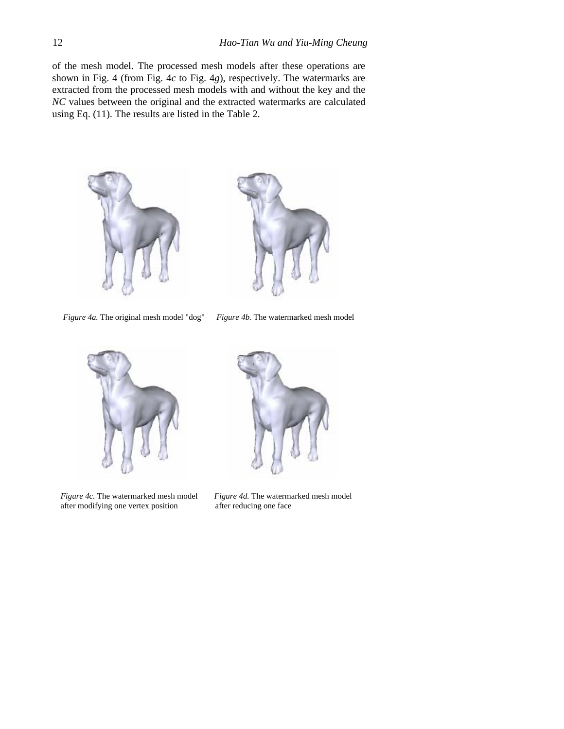of the mesh model. The processed mesh models after these operations are shown in Fig. 4 (from Fig. 4*c* to Fig. 4*g*), respectively. The watermarks are extracted from the processed mesh models with and without the key and the *NC* values between the original and the extracted watermarks are calculated using Eq. (11). The results are listed in the Table 2.

*Figure 4a.* The original mesh model "dog"

*Figure 4b.* The watermarked mesh model

*Figure 4c.* The watermarked mesh model after modifying one vertex position

*Figure 4d.* The watermarked mesh model after reducing one face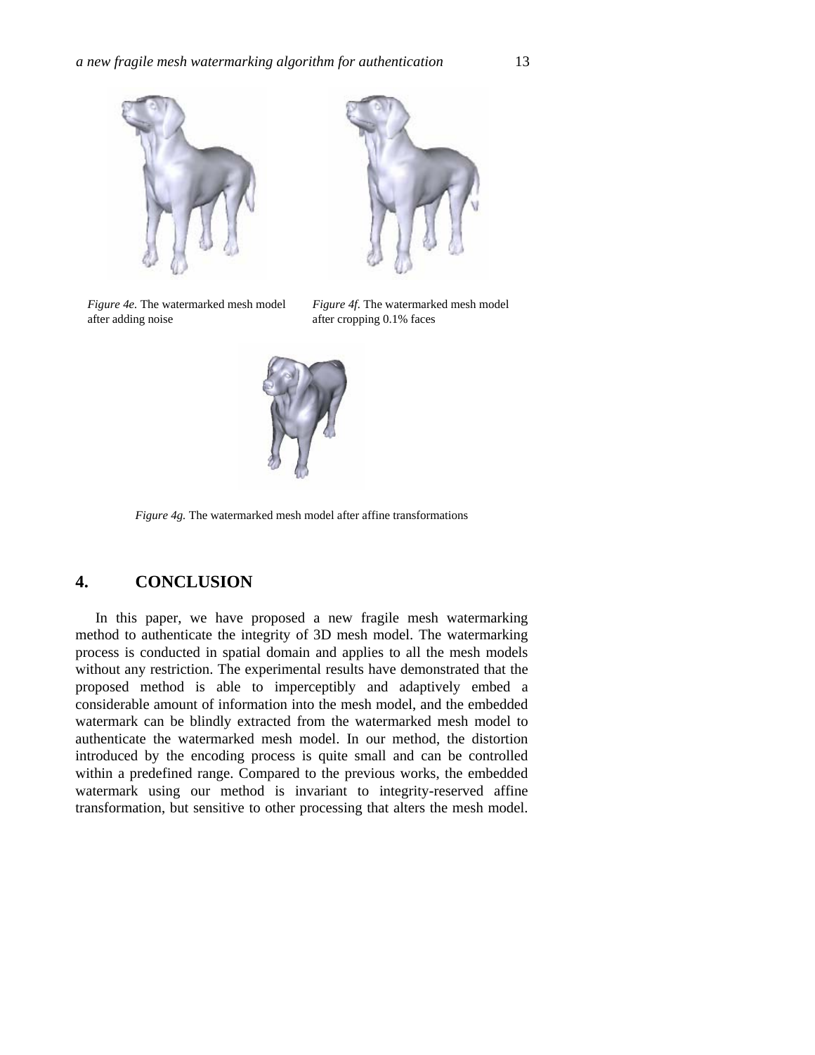*Figure 4e.* The watermarked mesh model after adding noise

*Figure 4f.* The watermarked mesh model after cropping 0.1% faces

*Figure 4g.* The watermarked mesh model after affine transformations

## 4. CONCLUSION

In this paper, we have proposed a new fragile mesh watermarking method to authenticate the integrity of 3D mesh model. The watermarking process is conducted in spatial domain and applies to all the mesh models without any restriction. The experimental results have demonstrated that the proposed method is able to imperceptibly and adaptively embed a considerable amount of information into the mesh model, and the embedded watermark can be blindly extracted from the watermarked mesh model to authenticate the watermarked mesh model. In our method, the distortion introduced by the encoding process is quite small and can be controlled within a predefined range. Compared to the previous works, the embedded watermark using our method is invariant to integrity-reserved affine transformation, but sensitive to other processing that alters the mesh model.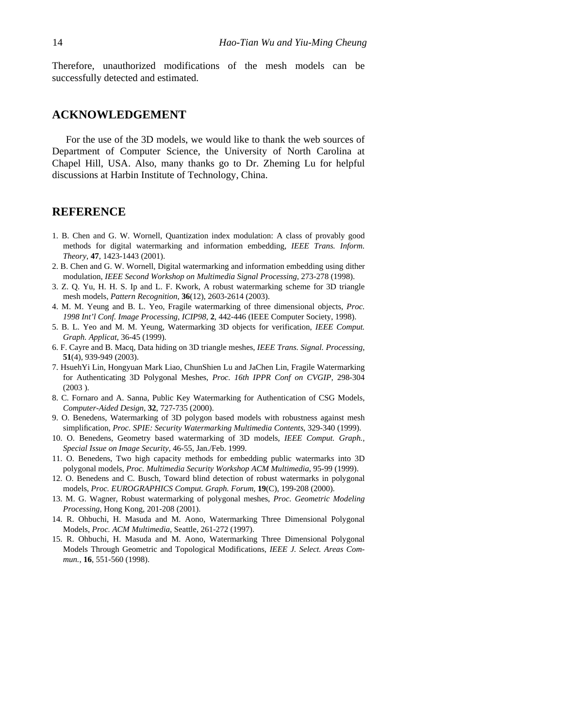Therefore, unauthorized modifications of the mesh models can be successfully detected and estimated.

## ACKNOWLEDGEMENT

For the use of the 3D models, we would like to thank the web sources of Department of Computer Science, the University of North Carolina at Chapel Hill, USA. Also, many thanks go to Dr. Zheming Lu for helpful discussions at Harbin Institute of Technology, China.

## REFERENCE

1. B. Chen and G. W. Wornell, Quantization index modulation: A class of provably good methods for digital watermarking and information embedding, *IEEE Trans. Inform. Theory*, **47**, 1423-1443 (2001).
2. B. Chen and G. W. Wornell, Digital watermarking and information embedding using dither modulation, *IEEE Second Workshop on Multimedia Signal Processing*, 273-278 (1998).
3. Z. Q. Yu, H. H. S. Ip and L. F. Kwork, A robust watermarking scheme for 3D triangle mesh models, *Pattern Recognition*, **36**(12), 2603-2614 (2003).
4. M. M. Yeung and B. L. Yeo, Fragile watermarking of three dimensional objects, *Proc. 1998 Int'l Conf. Image Processing, ICIP98*, **2**, 442-446 (IEEE Computer Society, 1998).
5. B. L. Yeo and M. M. Yeung, Watermarking 3D objects for verification, *IEEE Comput. Graph. Applicat*, 36-45 (1999).
6. F. Cayre and B. Macq, Data hiding on 3D triangle meshes, *IEEE Trans. Signal. Processing*, **51**(4), 939-949 (2003).
7. HsuehYi Lin, Hongyuan Mark Liao, ChunShien Lu and JaChen Lin, Fragile Watermarking for Authenticating 3D Polygonal Meshes, *Proc. 16th IPPR Conf on CVGIP*, 298-304 (2003 ).
8. C. Fornaro and A. Sanna, Public Key Watermarking for Authentication of CSG Models, *Computer-Aided Design*, **32**, 727-735 (2000).
9. O. Benedens, Watermarking of 3D polygon based models with robustness against mesh simplification, *Proc. SPIE: Security Watermarking Multimedia Contents*, 329-340 (1999).
10. O. Benedens, Geometry based watermarking of 3D models, *IEEE Comput. Graph., Special Issue on Image Security*, 46-55, Jan./Feb. 1999.
11. O. Benedens, Two high capacity methods for embedding public watermarks into 3D polygonal models, *Proc. Multimedia Security Workshop ACM Multimedia*, 95-99 (1999).
12. O. Benedens and C. Busch, Toward blind detection of robust watermarks in polygonal models, *Proc. EUROGRAPHICS Comput. Graph. Forum*, **19**(C), 199-208 (2000).
13. M. G. Wagner, Robust watermarking of polygonal meshes, *Proc. Geometric Modeling Processing*, Hong Kong, 201-208 (2001).
14. R. Ohbuchi, H. Masuda and M. Aono, Watermarking Three Dimensional Polygonal Models, *Proc. ACM Multimedia*, Seattle, 261-272 (1997).
15. R. Ohbuchi, H. Masuda and M. Aono, Watermarking Three Dimensional Polygonal Models Through Geometric and Topological Modifications, *IEEE J. Select. Areas Commun.*, **16**, 551-560 (1998).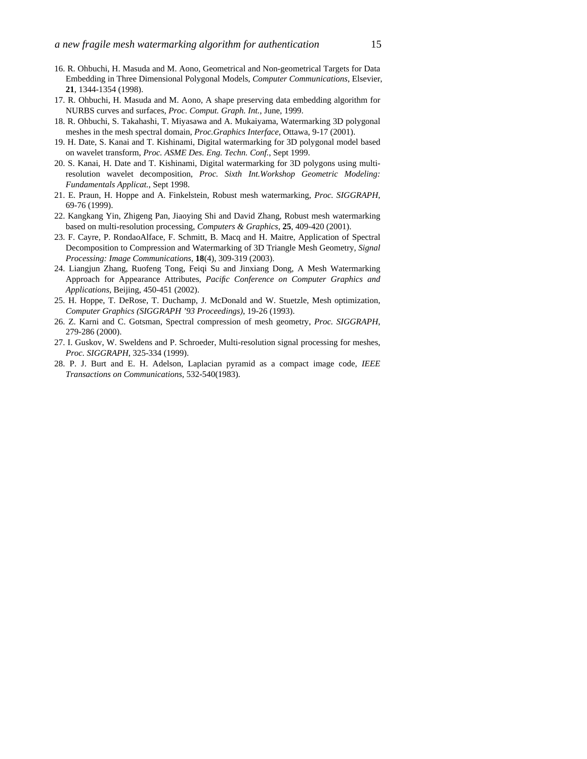16. R. Ohbuchi, H. Masuda and M. Aono, Geometrical and Non-geometrical Targets for Data Embedding in Three Dimensional Polygonal Models, *Computer Communications*, Elsevier, **21**, 1344-1354 (1998).
17. R. Ohbuchi, H. Masuda and M. Aono, A shape preserving data embedding algorithm for NURBS curves and surfaces, *Proc. Comput. Graph. Int.*, June, 1999.
18. R. Ohbuchi, S. Takahashi, T. Miyasawa and A. Mukaiyama, Watermarking 3D polygonal meshes in the mesh spectral domain, *Proc.Graphics Interface*, Ottawa, 9-17 (2001).
19. H. Date, S. Kanai and T. Kishinami, Digital watermarking for 3D polygonal model based on wavelet transform, *Proc. ASME Des. Eng. Techn. Conf.*, Sept 1999.
20. S. Kanai, H. Date and T. Kishinami, Digital watermarking for 3D polygons using multi-resolution wavelet decomposition, *Proc. Sixth Int.Workshop Geometric Modeling: Fundamentals Applicat.*, Sept 1998.
21. E. Praun, H. Hoppe and A. Finkelstein, Robust mesh watermarking, *Proc. SIGGRAPH*, 69-76 (1999).
22. Kangkang Yin, Zhigeng Pan, Jiaoying Shi and David Zhang, Robust mesh watermarking based on multi-resolution processing, *Computers & Graphics*, **25**, 409-420 (2001).
23. F. Cayre, P. RondaoAlface, F. Schmitt, B. Macq and H. Maitre, Application of Spectral Decomposition to Compression and Watermarking of 3D Triangle Mesh Geometry, *Signal Processing: Image Communications*, **18**(4), 309-319 (2003).
24. Liangjun Zhang, Ruofeng Tong, Feiqi Su and Jinxiang Dong, A Mesh Watermarking Approach for Appearance Attributes, *Pacific Conference on Computer Graphics and Applications*, Beijing, 450-451 (2002).
25. H. Hoppe, T. DeRose, T. Duchamp, J. McDonald and W. Stuetzle, Mesh optimization, *Computer Graphics (SIGGRAPH '93 Proceedings)*, 19-26 (1993).
26. Z. Karni and C. Gotsman, Spectral compression of mesh geometry, *Proc. SIGGRAPH*, 279-286 (2000).
27. I. Guskov, W. Sweldens and P. Schroeder, Multi-resolution signal processing for meshes, *Proc. SIGGRAPH*, 325-334 (1999).
28. P. J. Burt and E. H. Adelson, Laplacian pyramid as a compact image code, *IEEE Transactions on Communications*, 532-540(1983).